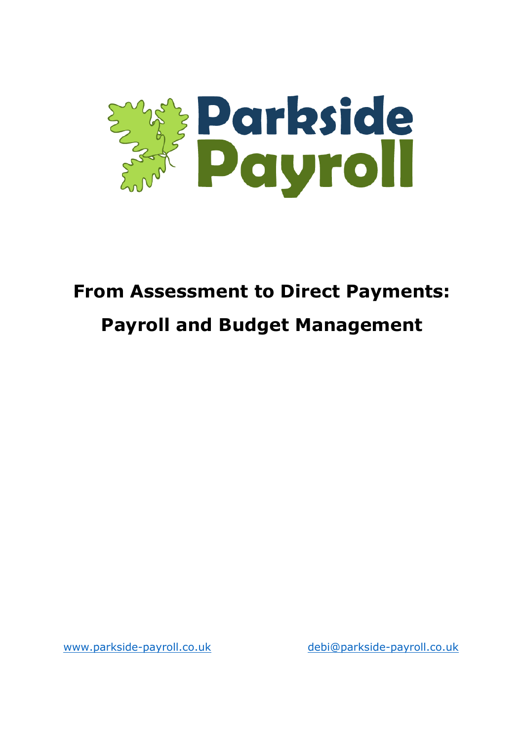Parkside Payroll

# From Assessment to Direct Payments: Payroll and Budget Management

[www.parkside-payroll.co.uk](http://www.parkside-payroll.co.uk) [debi@parkside-payroll.co.uk](mailto:debi@parkside-payroll.co.uk)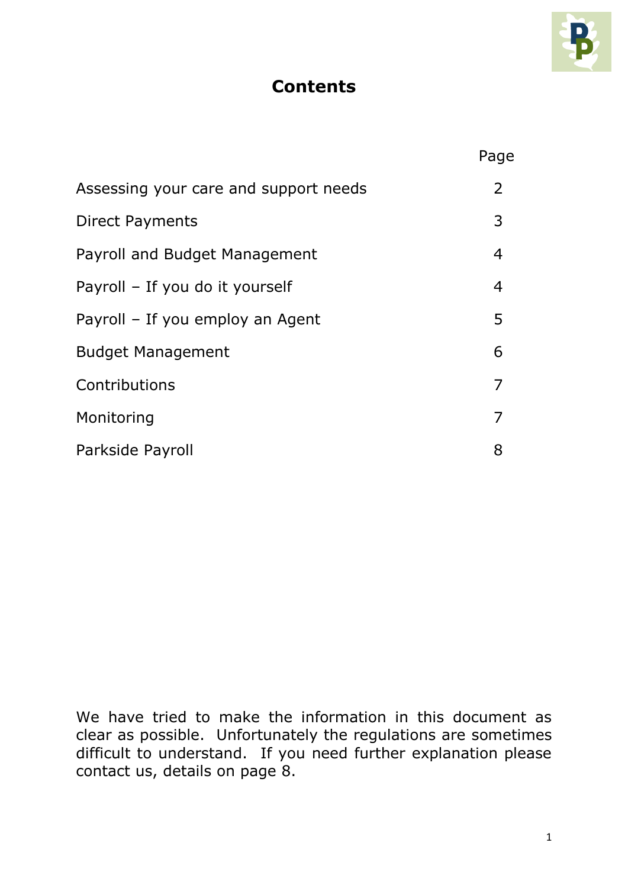# Contents

| | Page |
|---|---|
| Assessing your care and support needs | 2 |
| Direct Payments | 3 |
| Payroll and Budget Management | 4 |
| Payroll – If you do it yourself | 4 |
| Payroll – If you employ an Agent | 5 |
| Budget Management | 6 |
| Contributions | 7 |
| Monitoring | 7 |
| Parkside Payroll | 8 |

We have tried to make the information in this document as clear as possible. Unfortunately the regulations are sometimes difficult to understand. If you need further explanation please contact us, details on page 8.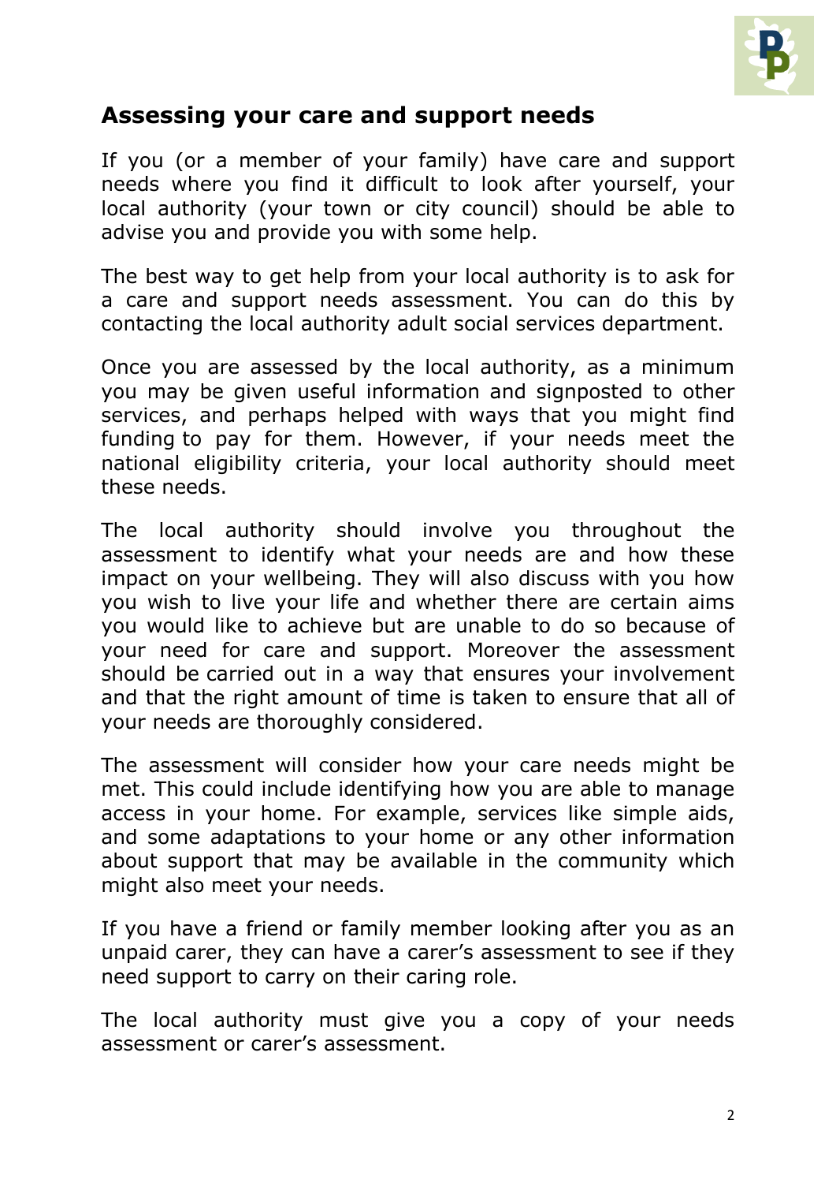## Assessing your care and support needs

If you (or a member of your family) have care and support needs where you find it difficult to look after yourself, your local authority (your town or city council) should be able to advise you and provide you with some help.

The best way to get help from your local authority is to ask for a care and support needs assessment. You can do this by contacting the local authority adult social services department.

Once you are assessed by the local authority, as a minimum you may be given useful information and signposted to other services, and perhaps helped with ways that you might find funding to pay for them. However, if your needs meet the national eligibility criteria, your local authority should meet these needs.

The local authority should involve you throughout the assessment to identify what your needs are and how these impact on your wellbeing. They will also discuss with you how you wish to live your life and whether there are certain aims you would like to achieve but are unable to do so because of your need for care and support. Moreover the assessment should be carried out in a way that ensures your involvement and that the right amount of time is taken to ensure that all of your needs are thoroughly considered.

The assessment will consider how your care needs might be met. This could include identifying how you are able to manage access in your home. For example, services like simple aids, and some adaptations to your home or any other information about support that may be available in the community which might also meet your needs.

If you have a friend or family member looking after you as an unpaid carer, they can have a carer's assessment to see if they need support to carry on their caring role.

The local authority must give you a copy of your needs assessment or carer's assessment.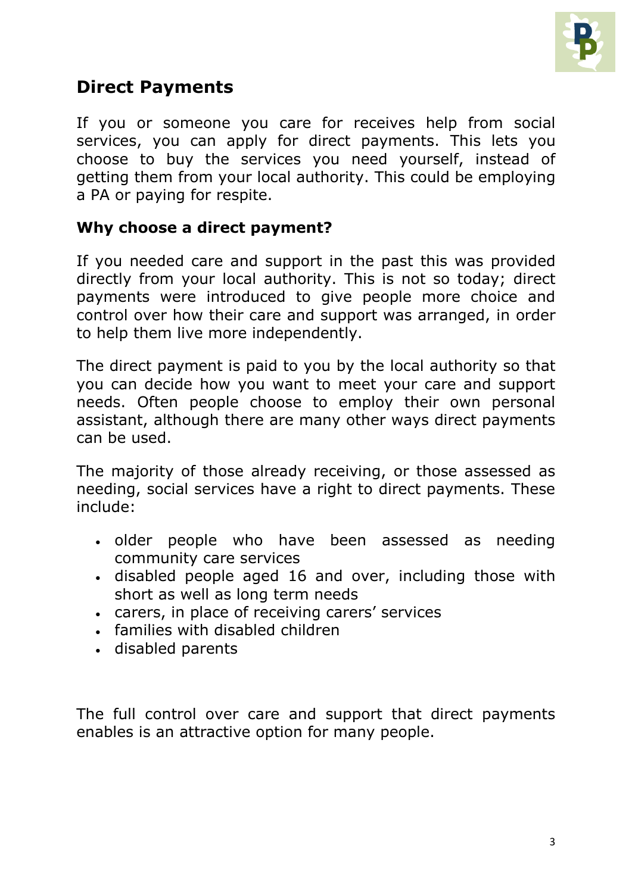## Direct Payments

If you or someone you care for receives help from social services, you can apply for direct payments. This lets you choose to buy the services you need yourself, instead of getting them from your local authority. This could be employing a PA or paying for respite.

### Why choose a direct payment?

If you needed care and support in the past this was provided directly from your local authority. This is not so today; direct payments were introduced to give people more choice and control over how their care and support was arranged, in order to help them live more independently.

The direct payment is paid to you by the local authority so that you can decide how you want to meet your care and support needs. Often people choose to employ their own personal assistant, although there are many other ways direct payments can be used.

The majority of those already receiving, or those assessed as needing, social services have a right to direct payments. These include:

- older people who have been assessed as needing community care services
- disabled people aged 16 and over, including those with short as well as long term needs
- carers, in place of receiving carers' services
- families with disabled children
- disabled parents

The full control over care and support that direct payments enables is an attractive option for many people.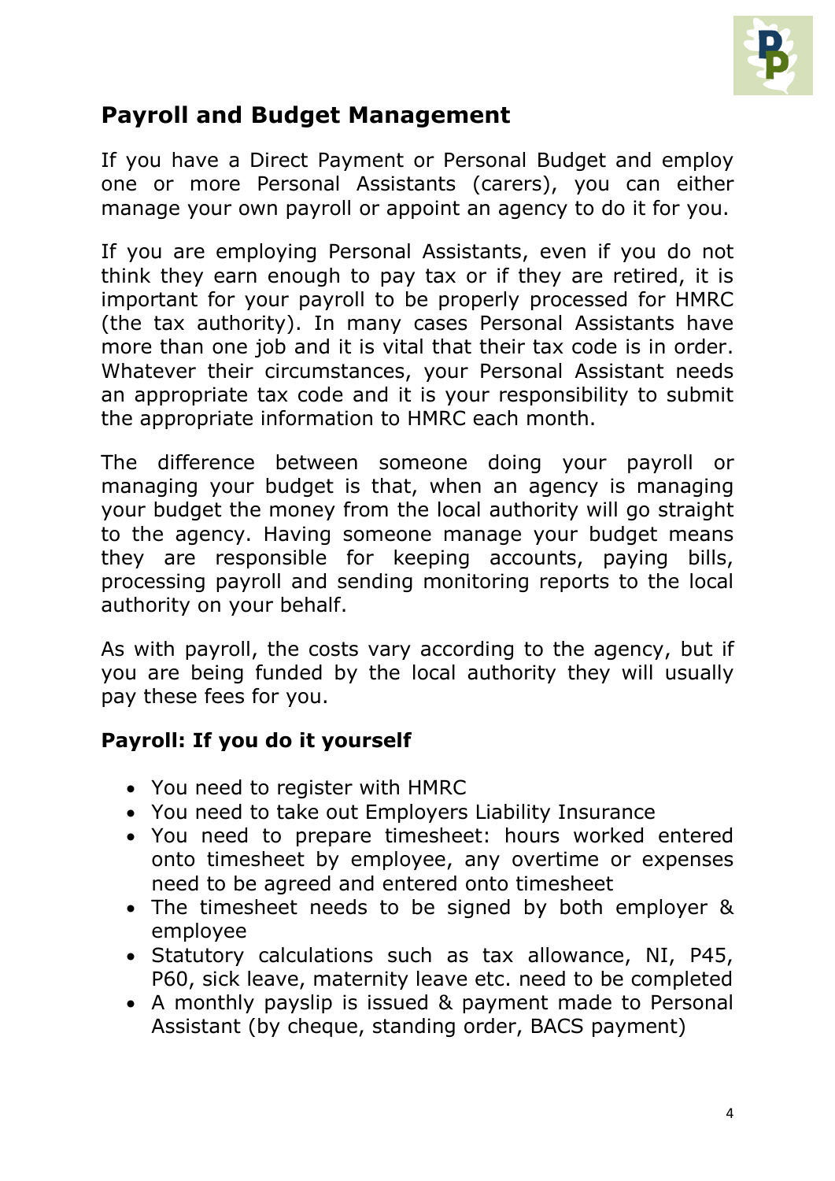## Payroll and Budget Management

If you have a Direct Payment or Personal Budget and employ one or more Personal Assistants (carers), you can either manage your own payroll or appoint an agency to do it for you.

If you are employing Personal Assistants, even if you do not think they earn enough to pay tax or if they are retired, it is important for your payroll to be properly processed for HMRC (the tax authority). In many cases Personal Assistants have more than one job and it is vital that their tax code is in order. Whatever their circumstances, your Personal Assistant needs an appropriate tax code and it is your responsibility to submit the appropriate information to HMRC each month.

The difference between someone doing your payroll or managing your budget is that, when an agency is managing your budget the money from the local authority will go straight to the agency. Having someone manage your budget means they are responsible for keeping accounts, paying bills, processing payroll and sending monitoring reports to the local authority on your behalf.

As with payroll, the costs vary according to the agency, but if you are being funded by the local authority they will usually pay these fees for you.

### Payroll: If you do it yourself

- You need to register with HMRC
- You need to take out Employers Liability Insurance
- You need to prepare timesheet: hours worked entered onto timesheet by employee, any overtime or expenses need to be agreed and entered onto timesheet
- The timesheet needs to be signed by both employer & employee
- Statutory calculations such as tax allowance, NI, P45, P60, sick leave, maternity leave etc. need to be completed
- A monthly payslip is issued & payment made to Personal Assistant (by cheque, standing order, BACS payment)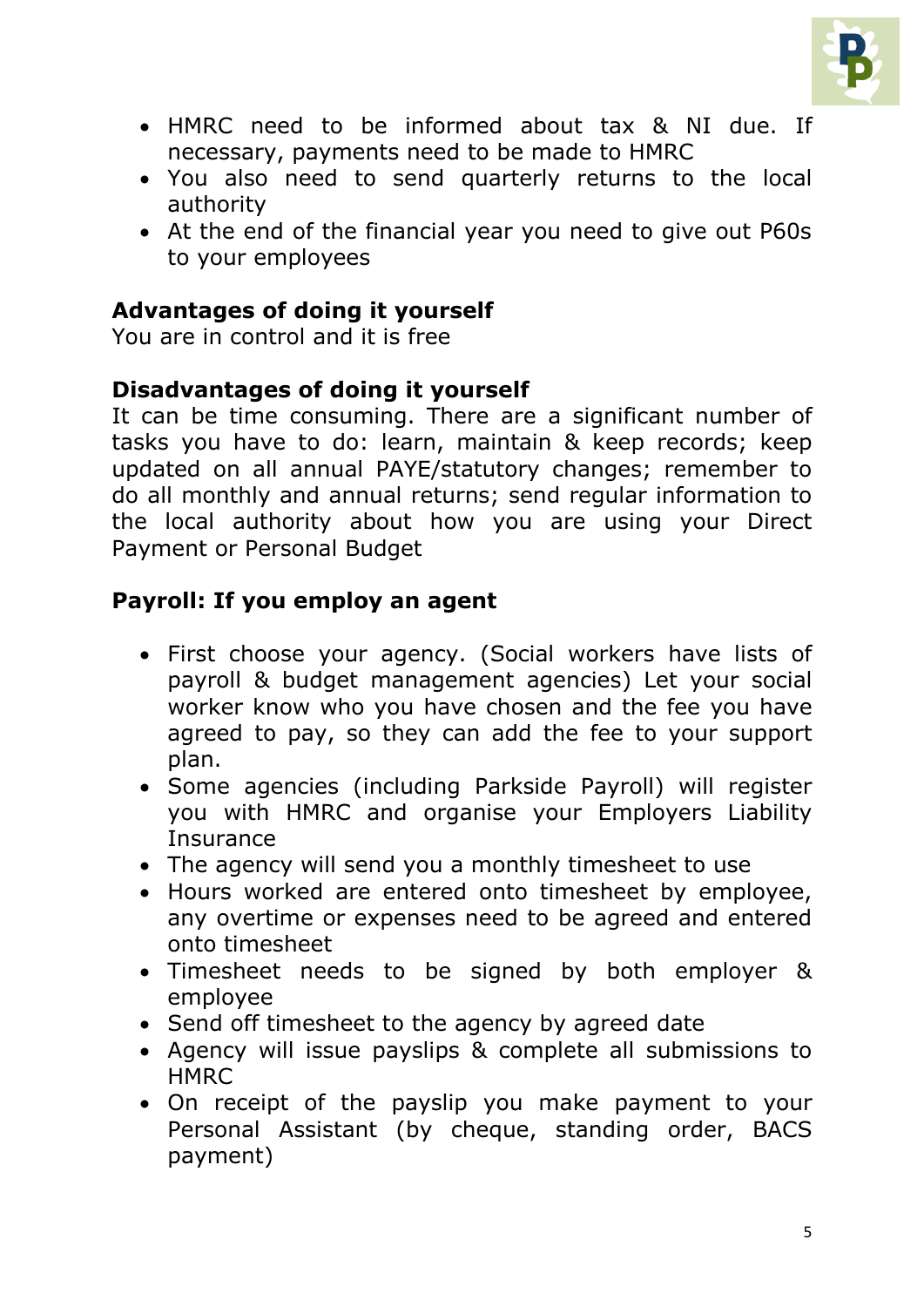- HMRC need to be informed about tax & NI due. If necessary, payments need to be made to HMRC
- You also need to send quarterly returns to the local authority
- At the end of the financial year you need to give out P60s to your employees

**Advantages of doing it yourself**
You are in control and it is free

**Disadvantages of doing it yourself**
It can be time consuming. There are a significant number of tasks you have to do: learn, maintain & keep records; keep updated on all annual PAYE/statutory changes; remember to do all monthly and annual returns; send regular information to the local authority about how you are using your Direct Payment or Personal Budget

**Payroll: If you employ an agent**

- First choose your agency. (Social workers have lists of payroll & budget management agencies) Let your social worker know who you have chosen and the fee you have agreed to pay, so they can add the fee to your support plan.
- Some agencies (including Parkside Payroll) will register you with HMRC and organise your Employers Liability Insurance
- The agency will send you a monthly timesheet to use
- Hours worked are entered onto timesheet by employee, any overtime or expenses need to be agreed and entered onto timesheet
- Timesheet needs to be signed by both employer & employee
- Send off timesheet to the agency by agreed date
- Agency will issue payslips & complete all submissions to HMRC
- On receipt of the payslip you make payment to your Personal Assistant (by cheque, standing order, BACS payment)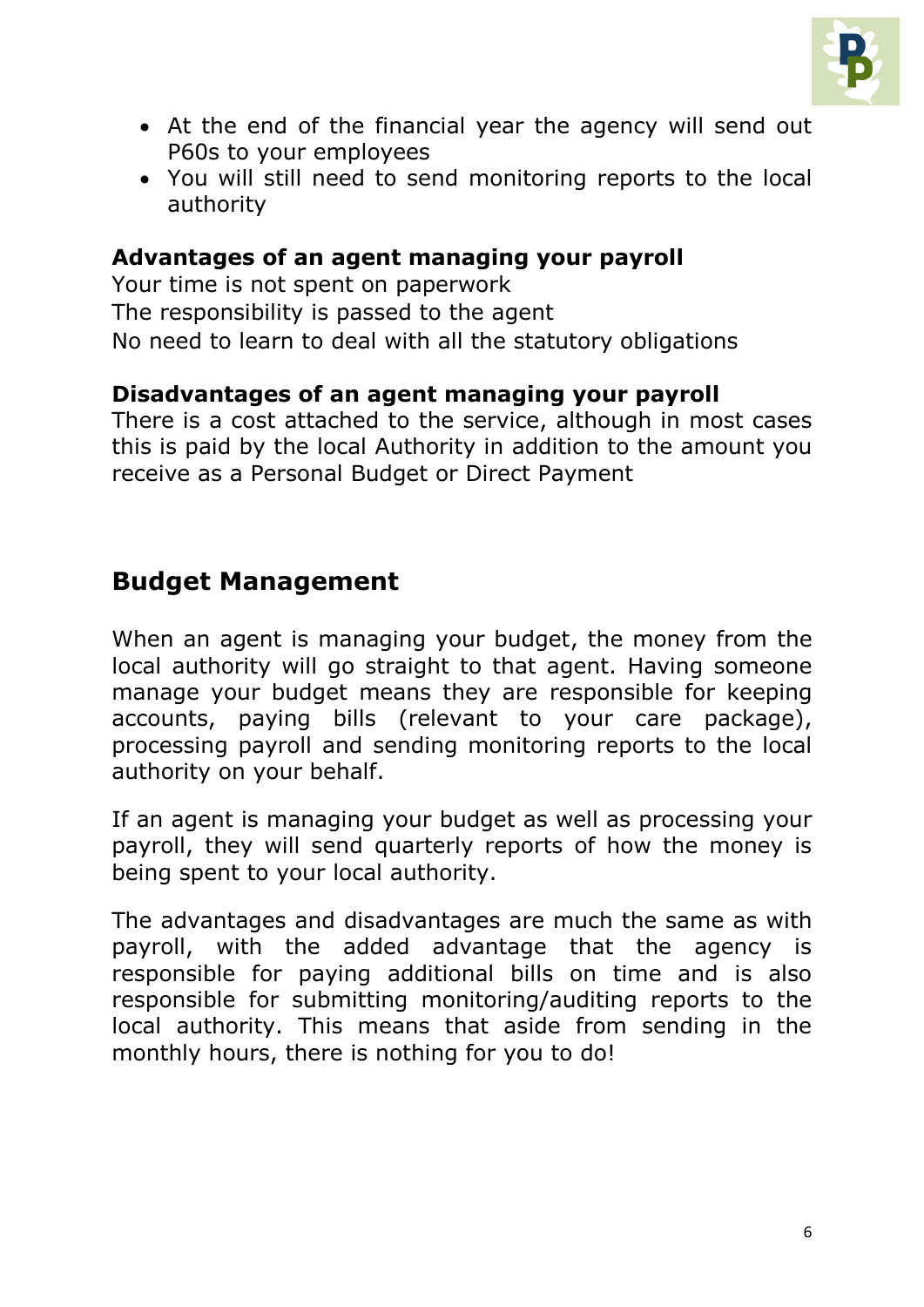- At the end of the financial year the agency will send out P60s to your employees
- You will still need to send monitoring reports to the local authority

**Advantages of an agent managing your payroll**
Your time is not spent on paperwork
The responsibility is passed to the agent
No need to learn to deal with all the statutory obligations

**Disadvantages of an agent managing your payroll**
There is a cost attached to the service, although in most cases this is paid by the local Authority in addition to the amount you receive as a Personal Budget or Direct Payment

## Budget Management

When an agent is managing your budget, the money from the local authority will go straight to that agent. Having someone manage your budget means they are responsible for keeping accounts, paying bills (relevant to your care package), processing payroll and sending monitoring reports to the local authority on your behalf.

If an agent is managing your budget as well as processing your payroll, they will send quarterly reports of how the money is being spent to your local authority.

The advantages and disadvantages are much the same as with payroll, with the added advantage that the agency is responsible for paying additional bills on time and is also responsible for submitting monitoring/auditing reports to the local authority. This means that aside from sending in the monthly hours, there is nothing for you to do!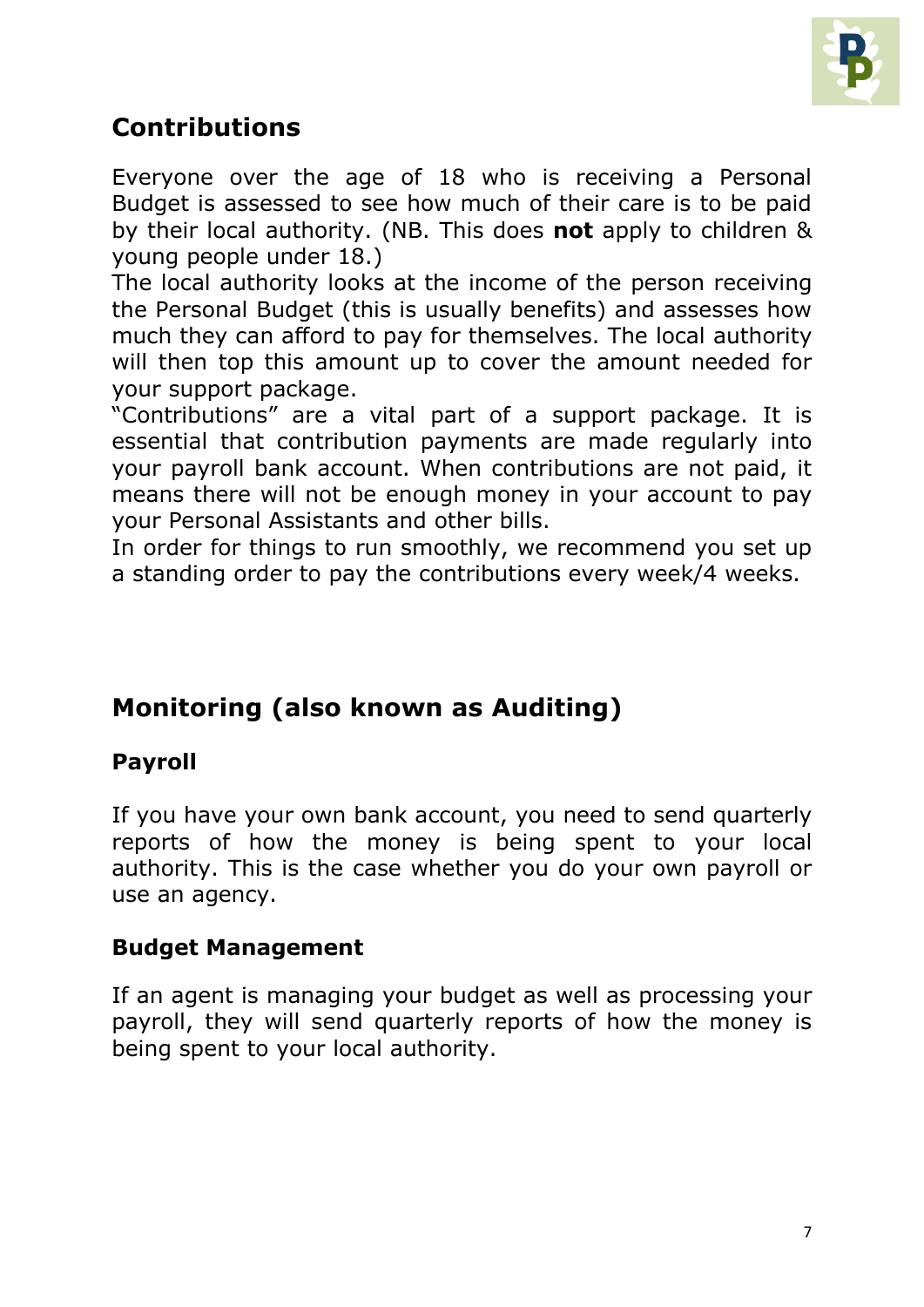## Contributions

Everyone over the age of 18 who is receiving a Personal Budget is assessed to see how much of their care is to be paid by their local authority. (NB. This does **not** apply to children & young people under 18.)

The local authority looks at the income of the person receiving the Personal Budget (this is usually benefits) and assesses how much they can afford to pay for themselves. The local authority will then top this amount up to cover the amount needed for your support package.

"Contributions" are a vital part of a support package. It is essential that contribution payments are made regularly into your payroll bank account. When contributions are not paid, it means there will not be enough money in your account to pay your Personal Assistants and other bills.

In order for things to run smoothly, we recommend you set up a standing order to pay the contributions every week/4 weeks.

## Monitoring (also known as Auditing)

### Payroll

If you have your own bank account, you need to send quarterly reports of how the money is being spent to your local authority. This is the case whether you do your own payroll or use an agency.

### Budget Management

If an agent is managing your budget as well as processing your payroll, they will send quarterly reports of how the money is being spent to your local authority.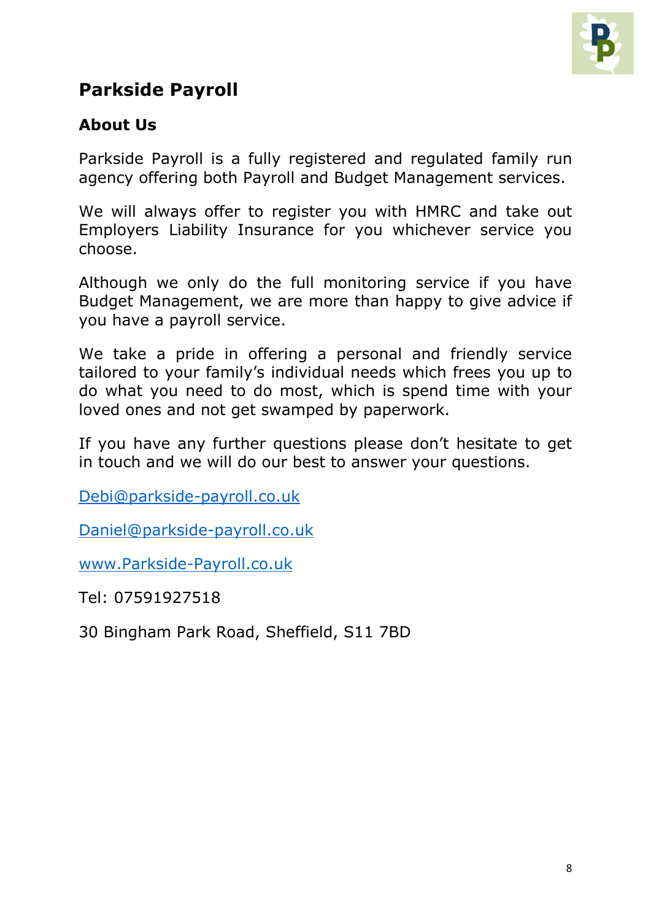## Parkside Payroll

### About Us

Parkside Payroll is a fully registered and regulated family run agency offering both Payroll and Budget Management services.

We will always offer to register you with HMRC and take out Employers Liability Insurance for you whichever service you choose.

Although we only do the full monitoring service if you have Budget Management, we are more than happy to give advice if you have a payroll service.

We take a pride in offering a personal and friendly service tailored to your family's individual needs which frees you up to do what you need to do most, which is spend time with your loved ones and not get swamped by paperwork.

If you have any further questions please don't hesitate to get in touch and we will do our best to answer your questions.

Debi@parkside-payroll.co.uk

Daniel@parkside-payroll.co.uk

www.Parkside-Payroll.co.uk

Tel: 07591927518

30 Bingham Park Road, Sheffield, S11 7BD